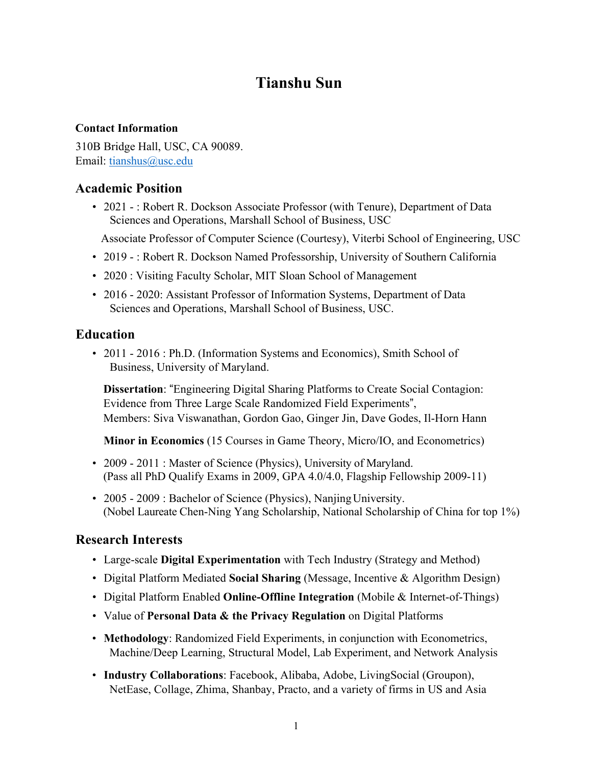# Tianshu Sun

**Contact Information**

310B Bridge Hall, USC, CA 90089.
Email: tianshus@usc.edu

## Academic Position

- 2021 - : Robert R. Dockson Associate Professor (with Tenure), Department of Data Sciences and Operations, Marshall School of Business, USC

  Associate Professor of Computer Science (Courtesy), Viterbi School of Engineering, USC

- 2019 - : Robert R. Dockson Named Professorship, University of Southern California
- 2020 : Visiting Faculty Scholar, MIT Sloan School of Management
- 2016 - 2020: Assistant Professor of Information Systems, Department of Data Sciences and Operations, Marshall School of Business, USC.

## Education

- 2011 - 2016 : Ph.D. (Information Systems and Economics), Smith School of Business, University of Maryland.

  **Dissertation**: "Engineering Digital Sharing Platforms to Create Social Contagion: Evidence from Three Large Scale Randomized Field Experiments",
  Members: Siva Viswanathan, Gordon Gao, Ginger Jin, Dave Godes, Il-Horn Hann

  **Minor in Economics** (15 Courses in Game Theory, Micro/IO, and Econometrics)

- 2009 - 2011 : Master of Science (Physics), University of Maryland.
  (Pass all PhD Qualify Exams in 2009, GPA 4.0/4.0, Flagship Fellowship 2009-11)

- 2005 - 2009 : Bachelor of Science (Physics), Nanjing University.
  (Nobel Laureate Chen-Ning Yang Scholarship, National Scholarship of China for top 1%)

## Research Interests

- Large-scale **Digital Experimentation** with Tech Industry (Strategy and Method)
- Digital Platform Mediated **Social Sharing** (Message, Incentive & Algorithm Design)
- Digital Platform Enabled **Online-Offline Integration** (Mobile & Internet-of-Things)
- Value of **Personal Data & the Privacy Regulation** on Digital Platforms
- **Methodology**: Randomized Field Experiments, in conjunction with Econometrics, Machine/Deep Learning, Structural Model, Lab Experiment, and Network Analysis
- **Industry Collaborations**: Facebook, Alibaba, Adobe, LivingSocial (Groupon), NetEase, Collage, Zhima, Shanbay, Practo, and a variety of firms in US and Asia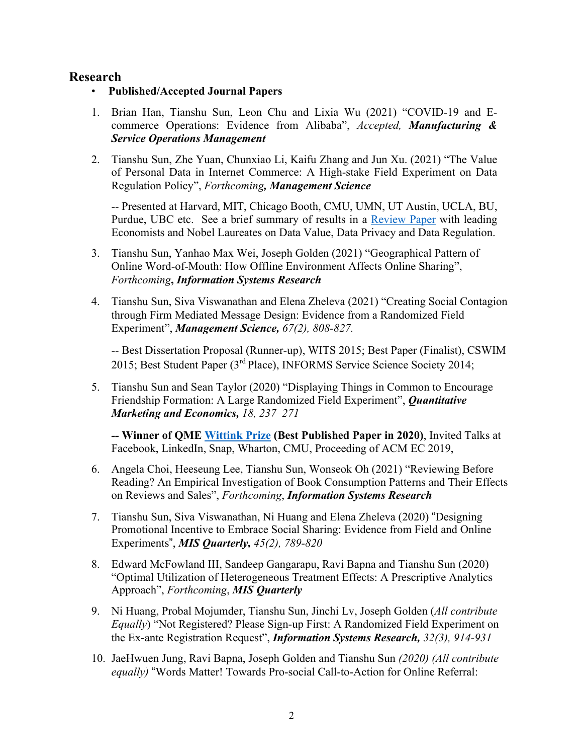## Research

- **Published/Accepted Journal Papers**

1. Brian Han, Tianshu Sun, Leon Chu and Lixia Wu (2021) "COVID-19 and E-commerce Operations: Evidence from Alibaba", *Accepted, **Manufacturing & Service Operations Management***

2. Tianshu Sun, Zhe Yuan, Chunxiao Li, Kaifu Zhang and Jun Xu. (2021) "The Value of Personal Data in Internet Commerce: A High-stake Field Experiment on Data Regulation Policy", *Forthcoming**, Management Science***

   -- Presented at Harvard, MIT, Chicago Booth, CMU, UMN, UT Austin, UCLA, BU, Purdue, UBC etc. See a brief summary of results in a Review Paper with leading Economists and Nobel Laureates on Data Value, Data Privacy and Data Regulation.

3. Tianshu Sun, Yanhao Max Wei, Joseph Golden (2021) "Geographical Pattern of Online Word-of-Mouth: How Offline Environment Affects Online Sharing", *Forthcoming***, *Information Systems Research***

4. Tianshu Sun, Siva Viswanathan and Elena Zheleva (2021) "Creating Social Contagion through Firm Mediated Message Design: Evidence from a Randomized Field Experiment", ***Management Science,*** *67(2), 808-827.*

   -- Best Dissertation Proposal (Runner-up), WITS 2015; Best Paper (Finalist), CSWIM 2015; Best Student Paper (3rd Place), INFORMS Service Science Society 2014;

5. Tianshu Sun and Sean Taylor (2020) "Displaying Things in Common to Encourage Friendship Formation: A Large Randomized Field Experiment", ***Quantitative Marketing and Economics,*** *18, 237–271*

   **-- Winner of QME Wittink Prize (Best Published Paper in 2020)**, Invited Talks at Facebook, LinkedIn, Snap, Wharton, CMU, Proceeding of ACM EC 2019,

6. Angela Choi, Heeseung Lee, Tianshu Sun, Wonseok Oh (2021) "Reviewing Before Reading? An Empirical Investigation of Book Consumption Patterns and Their Effects on Reviews and Sales", *Forthcoming*, ***Information Systems Research***

7. Tianshu Sun, Siva Viswanathan, Ni Huang and Elena Zheleva (2020) "Designing Promotional Incentive to Embrace Social Sharing: Evidence from Field and Online Experiments", ***MIS Quarterly,*** *45(2), 789-820*

8. Edward McFowland III, Sandeep Gangarapu, Ravi Bapna and Tianshu Sun (2020) "Optimal Utilization of Heterogeneous Treatment Effects: A Prescriptive Analytics Approach", *Forthcoming*, ***MIS Quarterly***

9. Ni Huang, Probal Mojumder, Tianshu Sun, Jinchi Lv, Joseph Golden (*All contribute Equally*) "Not Registered? Please Sign-up First: A Randomized Field Experiment on the Ex-ante Registration Request", ***Information Systems Research,*** *32(3), 914-931*

10. JaeHwuen Jung, Ravi Bapna, Joseph Golden and Tianshu Sun *(2020) (All contribute equally)* "Words Matter! Towards Pro-social Call-to-Action for Online Referral: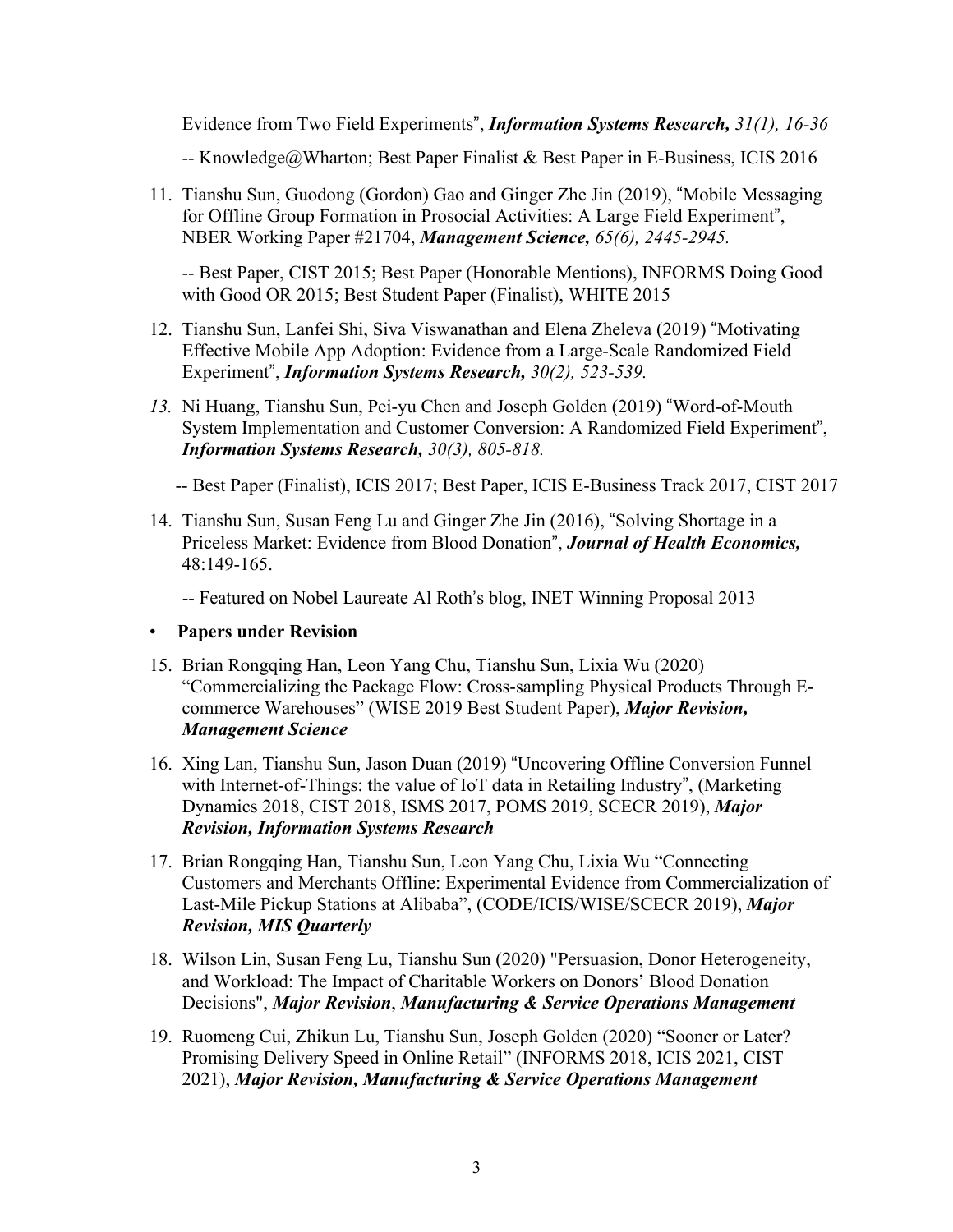Evidence from Two Field Experiments", ***Information Systems Research,*** *31(1), 16-36*

-- Knowledge@Wharton; Best Paper Finalist & Best Paper in E-Business, ICIS 2016

11. Tianshu Sun, Guodong (Gordon) Gao and Ginger Zhe Jin (2019), "Mobile Messaging for Offline Group Formation in Prosocial Activities: A Large Field Experiment", NBER Working Paper #21704, ***Management Science,*** *65(6), 2445-2945.*

    -- Best Paper, CIST 2015; Best Paper (Honorable Mentions), INFORMS Doing Good with Good OR 2015; Best Student Paper (Finalist), WHITE 2015

12. Tianshu Sun, Lanfei Shi, Siva Viswanathan and Elena Zheleva (2019) "Motivating Effective Mobile App Adoption: Evidence from a Large-Scale Randomized Field Experiment", ***Information Systems Research,*** *30(2), 523-539.*

13. Ni Huang, Tianshu Sun, Pei-yu Chen and Joseph Golden (2019) "Word-of-Mouth System Implementation and Customer Conversion: A Randomized Field Experiment", ***Information Systems Research,*** *30(3), 805-818.*

    -- Best Paper (Finalist), ICIS 2017; Best Paper, ICIS E-Business Track 2017, CIST 2017

14. Tianshu Sun, Susan Feng Lu and Ginger Zhe Jin (2016), "Solving Shortage in a Priceless Market: Evidence from Blood Donation", ***Journal of Health Economics,*** 48:149-165.

    -- Featured on Nobel Laureate Al Roth's blog, INET Winning Proposal 2013

- **Papers under Revision**

15. Brian Rongqing Han, Leon Yang Chu, Tianshu Sun, Lixia Wu (2020) "Commercializing the Package Flow: Cross-sampling Physical Products Through E-commerce Warehouses" (WISE 2019 Best Student Paper), ***Major Revision, Management Science***

16. Xing Lan, Tianshu Sun, Jason Duan (2019) "Uncovering Offline Conversion Funnel with Internet-of-Things: the value of IoT data in Retailing Industry", (Marketing Dynamics 2018, CIST 2018, ISMS 2017, POMS 2019, SCECR 2019), ***Major Revision, Information Systems Research***

17. Brian Rongqing Han, Tianshu Sun, Leon Yang Chu, Lixia Wu "Connecting Customers and Merchants Offline: Experimental Evidence from Commercialization of Last-Mile Pickup Stations at Alibaba", (CODE/ICIS/WISE/SCECR 2019), ***Major Revision, MIS Quarterly***

18. Wilson Lin, Susan Feng Lu, Tianshu Sun (2020) "Persuasion, Donor Heterogeneity, and Workload: The Impact of Charitable Workers on Donors' Blood Donation Decisions", ***Major Revision***, ***Manufacturing & Service Operations Management***

19. Ruomeng Cui, Zhikun Lu, Tianshu Sun, Joseph Golden (2020) "Sooner or Later? Promising Delivery Speed in Online Retail" (INFORMS 2018, ICIS 2021, CIST 2021), ***Major Revision, Manufacturing & Service Operations Management***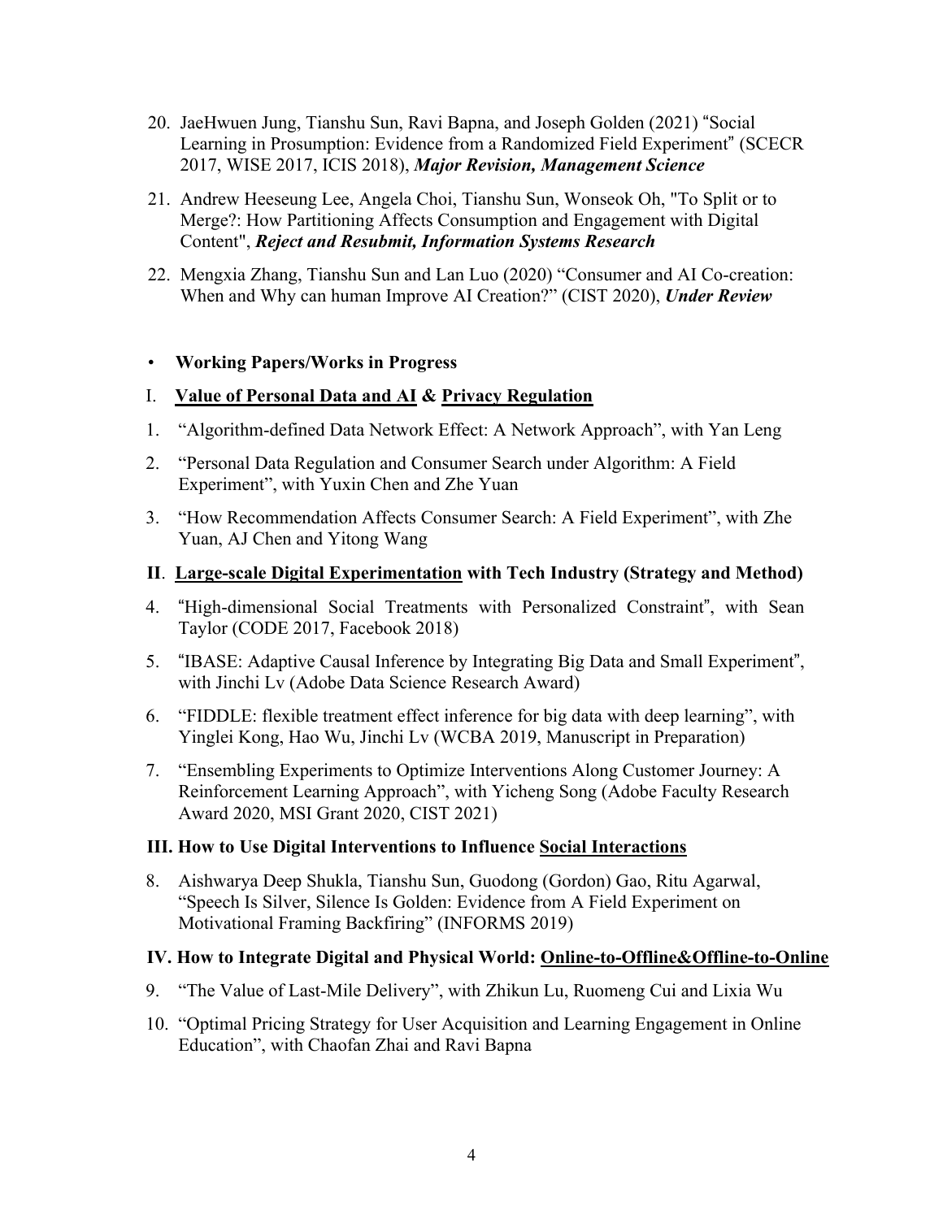20. JaeHwuen Jung, Tianshu Sun, Ravi Bapna, and Joseph Golden (2021) "Social Learning in Prosumption: Evidence from a Randomized Field Experiment" (SCECR 2017, WISE 2017, ICIS 2018), ***Major Revision, Management Science***

21. Andrew Heeseung Lee, Angela Choi, Tianshu Sun, Wonseok Oh, "To Split or to Merge?: How Partitioning Affects Consumption and Engagement with Digital Content", ***Reject and Resubmit, Information Systems Research***

22. Mengxia Zhang, Tianshu Sun and Lan Luo (2020) "Consumer and AI Co-creation: When and Why can human Improve AI Creation?" (CIST 2020), ***Under Review***

- **Working Papers/Works in Progress**

I. **<u>Value of Personal Data and AI</u> & <u>Privacy Regulation</u>**

1. "Algorithm-defined Data Network Effect: A Network Approach", with Yan Leng
2. "Personal Data Regulation and Consumer Search under Algorithm: A Field Experiment", with Yuxin Chen and Zhe Yuan
3. "How Recommendation Affects Consumer Search: A Field Experiment", with Zhe Yuan, AJ Chen and Yitong Wang

**II**. **<u>Large-scale Digital Experimentation</u> with Tech Industry (Strategy and Method)**

4. "High-dimensional Social Treatments with Personalized Constraint", with Sean Taylor (CODE 2017, Facebook 2018)
5. "IBASE: Adaptive Causal Inference by Integrating Big Data and Small Experiment", with Jinchi Lv (Adobe Data Science Research Award)
6. "FIDDLE: flexible treatment effect inference for big data with deep learning", with Yinglei Kong, Hao Wu, Jinchi Lv (WCBA 2019, Manuscript in Preparation)
7. "Ensembling Experiments to Optimize Interventions Along Customer Journey: A Reinforcement Learning Approach", with Yicheng Song (Adobe Faculty Research Award 2020, MSI Grant 2020, CIST 2021)

**III. How to Use Digital Interventions to Influence <u>Social Interactions</u>**

8. Aishwarya Deep Shukla, Tianshu Sun, Guodong (Gordon) Gao, Ritu Agarwal, "Speech Is Silver, Silence Is Golden: Evidence from A Field Experiment on Motivational Framing Backfiring" (INFORMS 2019)

**IV. How to Integrate Digital and Physical World: <u>Online-to-Offline&Offline-to-Online</u>**

9. "The Value of Last-Mile Delivery", with Zhikun Lu, Ruomeng Cui and Lixia Wu
10. "Optimal Pricing Strategy for User Acquisition and Learning Engagement in Online Education", with Chaofan Zhai and Ravi Bapna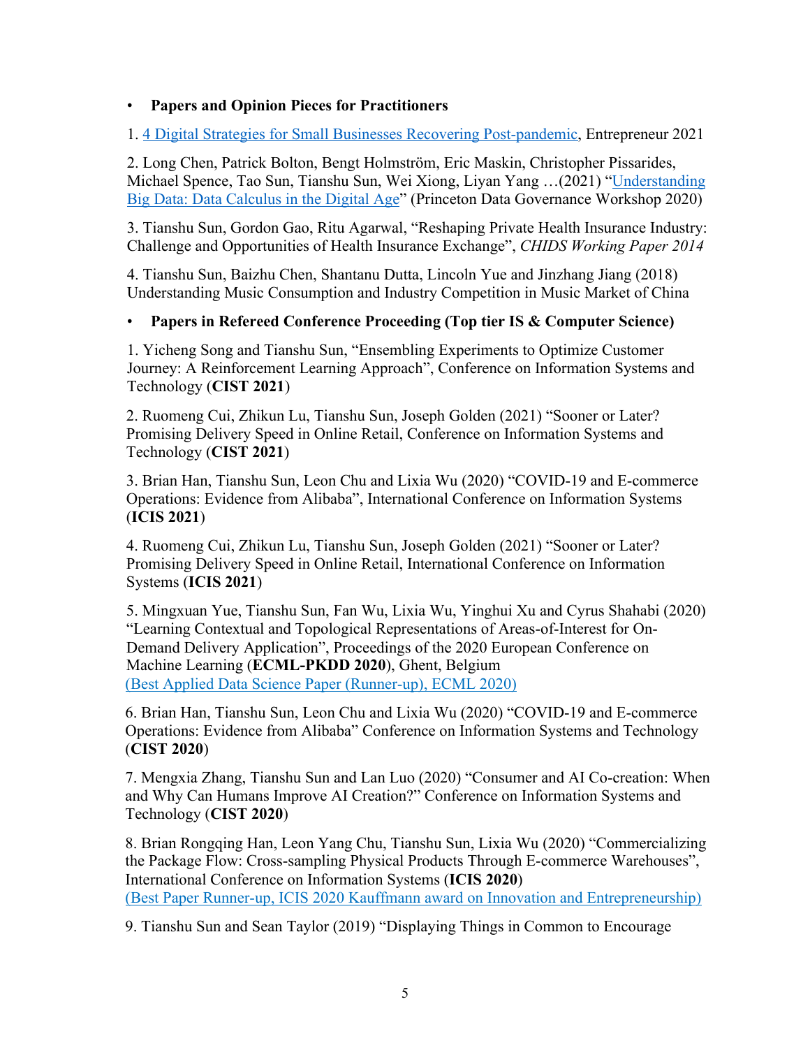- **Papers and Opinion Pieces for Practitioners**

1. 4 Digital Strategies for Small Businesses Recovering Post-pandemic, Entrepreneur 2021

2. Long Chen, Patrick Bolton, Bengt Holmström, Eric Maskin, Christopher Pissarides, Michael Spence, Tao Sun, Tianshu Sun, Wei Xiong, Liyan Yang …(2021) "Understanding Big Data: Data Calculus in the Digital Age" (Princeton Data Governance Workshop 2020)

3. Tianshu Sun, Gordon Gao, Ritu Agarwal, "Reshaping Private Health Insurance Industry: Challenge and Opportunities of Health Insurance Exchange", *CHIDS Working Paper 2014*

4. Tianshu Sun, Baizhu Chen, Shantanu Dutta, Lincoln Yue and Jinzhang Jiang (2018) Understanding Music Consumption and Industry Competition in Music Market of China

- **Papers in Refereed Conference Proceeding (Top tier IS & Computer Science)**

1. Yicheng Song and Tianshu Sun, "Ensembling Experiments to Optimize Customer Journey: A Reinforcement Learning Approach", Conference on Information Systems and Technology (**CIST 2021**)

2. Ruomeng Cui, Zhikun Lu, Tianshu Sun, Joseph Golden (2021) "Sooner or Later? Promising Delivery Speed in Online Retail, Conference on Information Systems and Technology (**CIST 2021**)

3. Brian Han, Tianshu Sun, Leon Chu and Lixia Wu (2020) "COVID-19 and E-commerce Operations: Evidence from Alibaba", International Conference on Information Systems (**ICIS 2021**)

4. Ruomeng Cui, Zhikun Lu, Tianshu Sun, Joseph Golden (2021) "Sooner or Later? Promising Delivery Speed in Online Retail, International Conference on Information Systems (**ICIS 2021**)

5. Mingxuan Yue, Tianshu Sun, Fan Wu, Lixia Wu, Yinghui Xu and Cyrus Shahabi (2020) "Learning Contextual and Topological Representations of Areas-of-Interest for On-Demand Delivery Application", Proceedings of the 2020 European Conference on Machine Learning (**ECML-PKDD 2020**), Ghent, Belgium
(Best Applied Data Science Paper (Runner-up), ECML 2020)

6. Brian Han, Tianshu Sun, Leon Chu and Lixia Wu (2020) "COVID-19 and E-commerce Operations: Evidence from Alibaba" Conference on Information Systems and Technology (**CIST 2020**)

7. Mengxia Zhang, Tianshu Sun and Lan Luo (2020) "Consumer and AI Co-creation: When and Why Can Humans Improve AI Creation?" Conference on Information Systems and Technology (**CIST 2020**)

8. Brian Rongqing Han, Leon Yang Chu, Tianshu Sun, Lixia Wu (2020) "Commercializing the Package Flow: Cross-sampling Physical Products Through E-commerce Warehouses", International Conference on Information Systems (**ICIS 2020**)
(Best Paper Runner-up, ICIS 2020 Kauffmann award on Innovation and Entrepreneurship)

9. Tianshu Sun and Sean Taylor (2019) "Displaying Things in Common to Encourage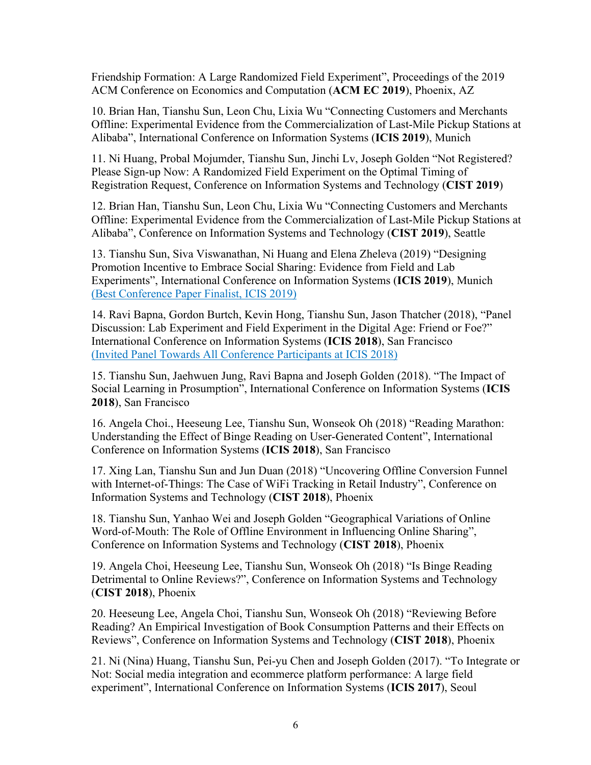Friendship Formation: A Large Randomized Field Experiment", Proceedings of the 2019 ACM Conference on Economics and Computation (**ACM EC 2019**), Phoenix, AZ

10. Brian Han, Tianshu Sun, Leon Chu, Lixia Wu "Connecting Customers and Merchants Offline: Experimental Evidence from the Commercialization of Last-Mile Pickup Stations at Alibaba", International Conference on Information Systems (**ICIS 2019**), Munich

11. Ni Huang, Probal Mojumder, Tianshu Sun, Jinchi Lv, Joseph Golden "Not Registered? Please Sign-up Now: A Randomized Field Experiment on the Optimal Timing of Registration Request, Conference on Information Systems and Technology (**CIST 2019**)

12. Brian Han, Tianshu Sun, Leon Chu, Lixia Wu "Connecting Customers and Merchants Offline: Experimental Evidence from the Commercialization of Last-Mile Pickup Stations at Alibaba", Conference on Information Systems and Technology (**CIST 2019**), Seattle

13. Tianshu Sun, Siva Viswanathan, Ni Huang and Elena Zheleva (2019) "Designing Promotion Incentive to Embrace Social Sharing: Evidence from Field and Lab Experiments", International Conference on Information Systems (**ICIS 2019**), Munich (Best Conference Paper Finalist, ICIS 2019)

14. Ravi Bapna, Gordon Burtch, Kevin Hong, Tianshu Sun, Jason Thatcher (2018), "Panel Discussion: Lab Experiment and Field Experiment in the Digital Age: Friend or Foe?" International Conference on Information Systems (**ICIS 2018**), San Francisco (Invited Panel Towards All Conference Participants at ICIS 2018)

15. Tianshu Sun, Jaehwuen Jung, Ravi Bapna and Joseph Golden (2018). "The Impact of Social Learning in Prosumption", International Conference on Information Systems (**ICIS 2018**), San Francisco

16. Angela Choi., Heeseung Lee, Tianshu Sun, Wonseok Oh (2018) "Reading Marathon: Understanding the Effect of Binge Reading on User-Generated Content", International Conference on Information Systems (**ICIS 2018**), San Francisco

17. Xing Lan, Tianshu Sun and Jun Duan (2018) "Uncovering Offline Conversion Funnel with Internet-of-Things: The Case of WiFi Tracking in Retail Industry", Conference on Information Systems and Technology (**CIST 2018**), Phoenix

18. Tianshu Sun, Yanhao Wei and Joseph Golden "Geographical Variations of Online Word-of-Mouth: The Role of Offline Environment in Influencing Online Sharing", Conference on Information Systems and Technology (**CIST 2018**), Phoenix

19. Angela Choi, Heeseung Lee, Tianshu Sun, Wonseok Oh (2018) "Is Binge Reading Detrimental to Online Reviews?", Conference on Information Systems and Technology (**CIST 2018**), Phoenix

20. Heeseung Lee, Angela Choi, Tianshu Sun, Wonseok Oh (2018) "Reviewing Before Reading? An Empirical Investigation of Book Consumption Patterns and their Effects on Reviews", Conference on Information Systems and Technology (**CIST 2018**), Phoenix

21. Ni (Nina) Huang, Tianshu Sun, Pei-yu Chen and Joseph Golden (2017). "To Integrate or Not: Social media integration and ecommerce platform performance: A large field experiment", International Conference on Information Systems (**ICIS 2017**), Seoul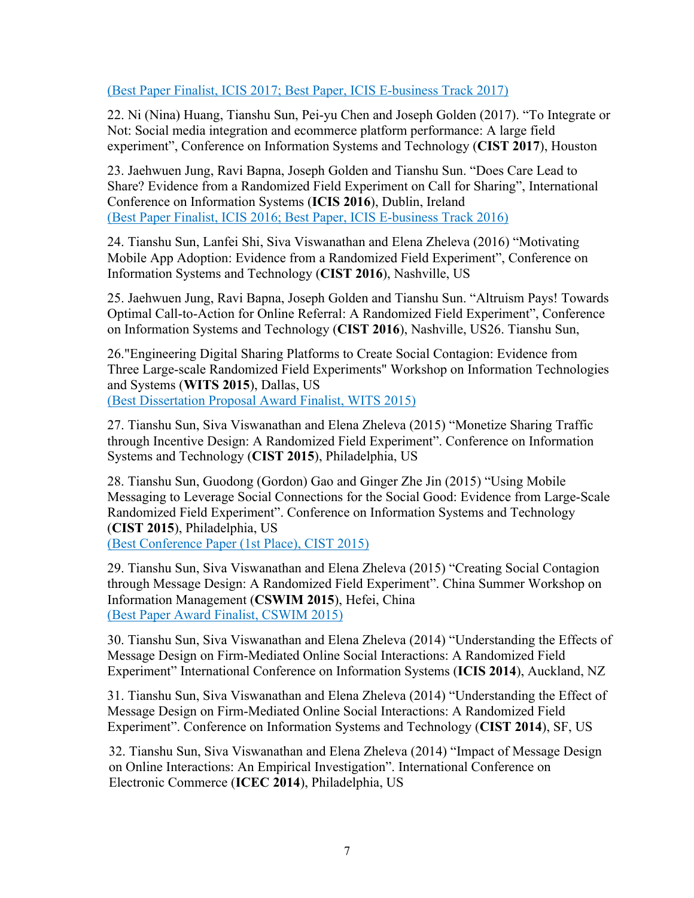(Best Paper Finalist, ICIS 2017; Best Paper, ICIS E-business Track 2017)

22. Ni (Nina) Huang, Tianshu Sun, Pei-yu Chen and Joseph Golden (2017). "To Integrate or Not: Social media integration and ecommerce platform performance: A large field experiment", Conference on Information Systems and Technology (**CIST 2017**), Houston

23. Jaehwuen Jung, Ravi Bapna, Joseph Golden and Tianshu Sun. "Does Care Lead to Share? Evidence from a Randomized Field Experiment on Call for Sharing", International Conference on Information Systems (**ICIS 2016**), Dublin, Ireland
(Best Paper Finalist, ICIS 2016; Best Paper, ICIS E-business Track 2016)

24. Tianshu Sun, Lanfei Shi, Siva Viswanathan and Elena Zheleva (2016) "Motivating Mobile App Adoption: Evidence from a Randomized Field Experiment", Conference on Information Systems and Technology (**CIST 2016**), Nashville, US

25. Jaehwuen Jung, Ravi Bapna, Joseph Golden and Tianshu Sun. "Altruism Pays! Towards Optimal Call-to-Action for Online Referral: A Randomized Field Experiment", Conference on Information Systems and Technology (**CIST 2016**), Nashville, US26. Tianshu Sun,

26."Engineering Digital Sharing Platforms to Create Social Contagion: Evidence from Three Large-scale Randomized Field Experiments" Workshop on Information Technologies and Systems (**WITS 2015**), Dallas, US
(Best Dissertation Proposal Award Finalist, WITS 2015)

27. Tianshu Sun, Siva Viswanathan and Elena Zheleva (2015) "Monetize Sharing Traffic through Incentive Design: A Randomized Field Experiment". Conference on Information Systems and Technology (**CIST 2015**), Philadelphia, US

28. Tianshu Sun, Guodong (Gordon) Gao and Ginger Zhe Jin (2015) "Using Mobile Messaging to Leverage Social Connections for the Social Good: Evidence from Large-Scale Randomized Field Experiment". Conference on Information Systems and Technology (**CIST 2015**), Philadelphia, US
(Best Conference Paper (1st Place), CIST 2015)

29. Tianshu Sun, Siva Viswanathan and Elena Zheleva (2015) "Creating Social Contagion through Message Design: A Randomized Field Experiment". China Summer Workshop on Information Management (**CSWIM 2015**), Hefei, China
(Best Paper Award Finalist, CSWIM 2015)

30. Tianshu Sun, Siva Viswanathan and Elena Zheleva (2014) "Understanding the Effects of Message Design on Firm-Mediated Online Social Interactions: A Randomized Field Experiment" International Conference on Information Systems (**ICIS 2014**), Auckland, NZ

31. Tianshu Sun, Siva Viswanathan and Elena Zheleva (2014) "Understanding the Effect of Message Design on Firm-Mediated Online Social Interactions: A Randomized Field Experiment". Conference on Information Systems and Technology (**CIST 2014**), SF, US

32. Tianshu Sun, Siva Viswanathan and Elena Zheleva (2014) "Impact of Message Design on Online Interactions: An Empirical Investigation". International Conference on Electronic Commerce (**ICEC 2014**), Philadelphia, US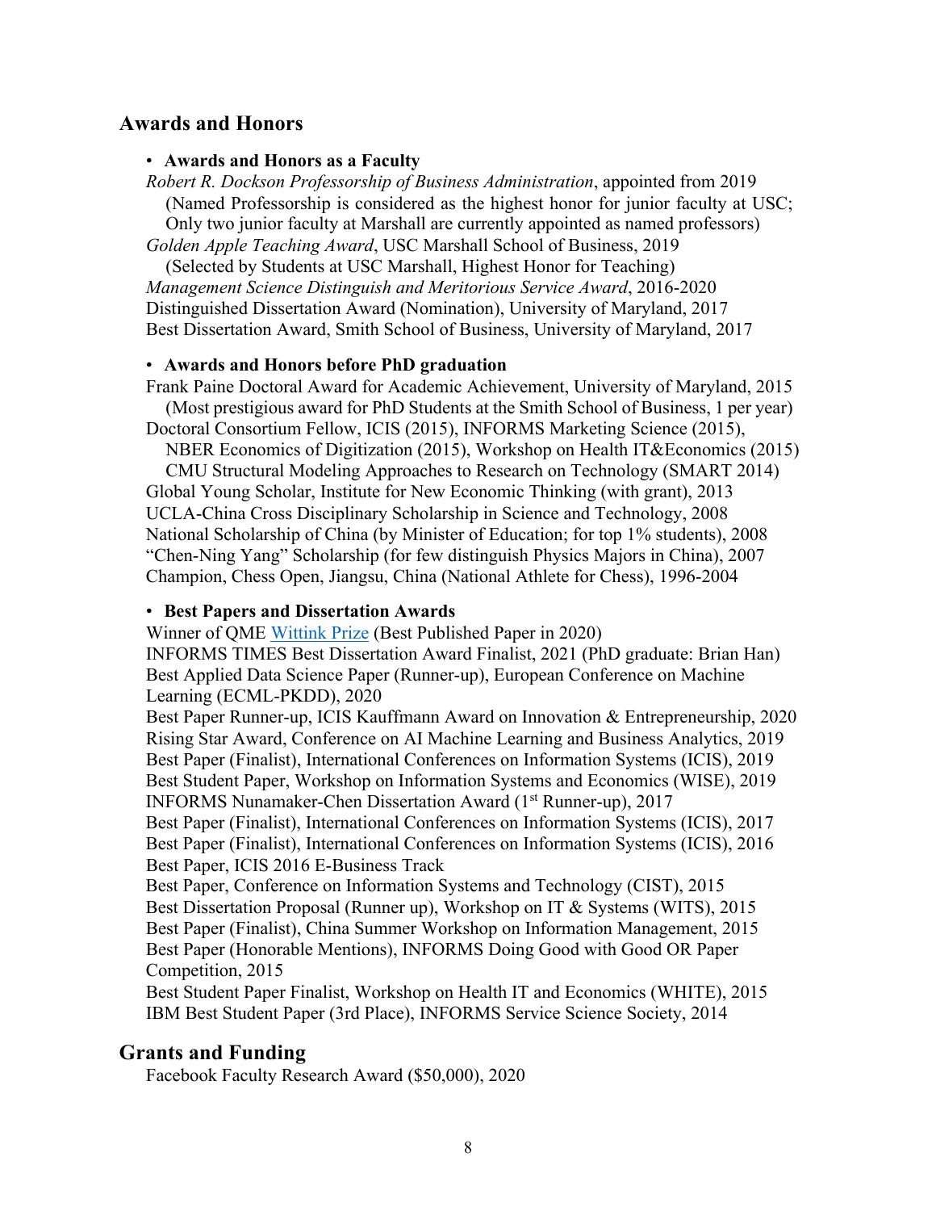## Awards and Honors

- **Awards and Honors as a Faculty**

*Robert R. Dockson Professorship of Business Administration*, appointed from 2019
(Named Professorship is considered as the highest honor for junior faculty at USC; Only two junior faculty at Marshall are currently appointed as named professors)
*Golden Apple Teaching Award*, USC Marshall School of Business, 2019
(Selected by Students at USC Marshall, Highest Honor for Teaching)
*Management Science Distinguish and Meritorious Service Award*, 2016-2020
Distinguished Dissertation Award (Nomination), University of Maryland, 2017
Best Dissertation Award, Smith School of Business, University of Maryland, 2017

- **Awards and Honors before PhD graduation**

Frank Paine Doctoral Award for Academic Achievement, University of Maryland, 2015
(Most prestigious award for PhD Students at the Smith School of Business, 1 per year)
Doctoral Consortium Fellow, ICIS (2015), INFORMS Marketing Science (2015), NBER Economics of Digitization (2015), Workshop on Health IT&Economics (2015) CMU Structural Modeling Approaches to Research on Technology (SMART 2014)
Global Young Scholar, Institute for New Economic Thinking (with grant), 2013
UCLA-China Cross Disciplinary Scholarship in Science and Technology, 2008
National Scholarship of China (by Minister of Education; for top 1% students), 2008
"Chen-Ning Yang" Scholarship (for few distinguish Physics Majors in China), 2007
Champion, Chess Open, Jiangsu, China (National Athlete for Chess), 1996-2004

- **Best Papers and Dissertation Awards**

Winner of QME Wittink Prize (Best Published Paper in 2020)
INFORMS TIMES Best Dissertation Award Finalist, 2021 (PhD graduate: Brian Han)
Best Applied Data Science Paper (Runner-up), European Conference on Machine Learning (ECML-PKDD), 2020
Best Paper Runner-up, ICIS Kauffmann Award on Innovation & Entrepreneurship, 2020
Rising Star Award, Conference on AI Machine Learning and Business Analytics, 2019
Best Paper (Finalist), International Conferences on Information Systems (ICIS), 2019
Best Student Paper, Workshop on Information Systems and Economics (WISE), 2019
INFORMS Nunamaker-Chen Dissertation Award (1st Runner-up), 2017
Best Paper (Finalist), International Conferences on Information Systems (ICIS), 2017
Best Paper (Finalist), International Conferences on Information Systems (ICIS), 2016
Best Paper, ICIS 2016 E-Business Track
Best Paper, Conference on Information Systems and Technology (CIST), 2015
Best Dissertation Proposal (Runner up), Workshop on IT & Systems (WITS), 2015
Best Paper (Finalist), China Summer Workshop on Information Management, 2015
Best Paper (Honorable Mentions), INFORMS Doing Good with Good OR Paper Competition, 2015
Best Student Paper Finalist, Workshop on Health IT and Economics (WHITE), 2015
IBM Best Student Paper (3rd Place), INFORMS Service Science Society, 2014

## Grants and Funding

Facebook Faculty Research Award ($50,000), 2020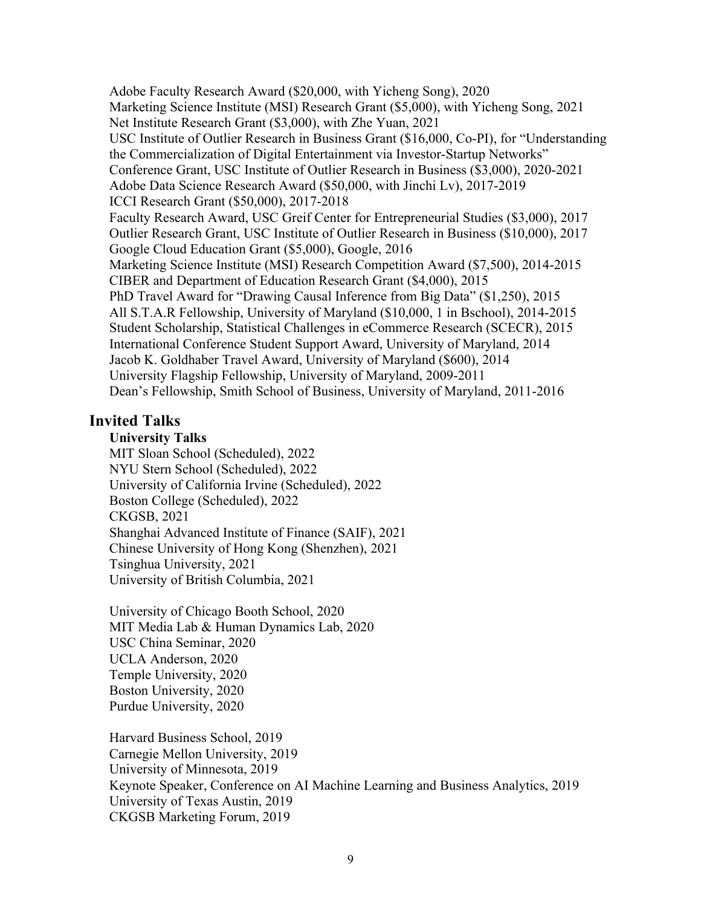Adobe Faculty Research Award ($20,000, with Yicheng Song), 2020
Marketing Science Institute (MSI) Research Grant ($5,000), with Yicheng Song, 2021
Net Institute Research Grant ($3,000), with Zhe Yuan, 2021
USC Institute of Outlier Research in Business Grant ($16,000, Co-PI), for "Understanding the Commercialization of Digital Entertainment via Investor-Startup Networks"
Conference Grant, USC Institute of Outlier Research in Business ($3,000), 2020-2021
Adobe Data Science Research Award ($50,000, with Jinchi Lv), 2017-2019
ICCI Research Grant ($50,000), 2017-2018
Faculty Research Award, USC Greif Center for Entrepreneurial Studies ($3,000), 2017
Outlier Research Grant, USC Institute of Outlier Research in Business ($10,000), 2017
Google Cloud Education Grant ($5,000), Google, 2016
Marketing Science Institute (MSI) Research Competition Award ($7,500), 2014-2015
CIBER and Department of Education Research Grant ($4,000), 2015
PhD Travel Award for "Drawing Causal Inference from Big Data" ($1,250), 2015
All S.T.A.R Fellowship, University of Maryland ($10,000, 1 in Bschool), 2014-2015
Student Scholarship, Statistical Challenges in eCommerce Research (SCECR), 2015
International Conference Student Support Award, University of Maryland, 2014
Jacob K. Goldhaber Travel Award, University of Maryland ($600), 2014
University Flagship Fellowship, University of Maryland, 2009-2011
Dean's Fellowship, Smith School of Business, University of Maryland, 2011-2016

## Invited Talks

**University Talks**

MIT Sloan School (Scheduled), 2022
NYU Stern School (Scheduled), 2022
University of California Irvine (Scheduled), 2022
Boston College (Scheduled), 2022
CKGSB, 2021
Shanghai Advanced Institute of Finance (SAIF), 2021
Chinese University of Hong Kong (Shenzhen), 2021
Tsinghua University, 2021
University of British Columbia, 2021

University of Chicago Booth School, 2020
MIT Media Lab & Human Dynamics Lab, 2020
USC China Seminar, 2020
UCLA Anderson, 2020
Temple University, 2020
Boston University, 2020
Purdue University, 2020

Harvard Business School, 2019
Carnegie Mellon University, 2019
University of Minnesota, 2019
Keynote Speaker, Conference on AI Machine Learning and Business Analytics, 2019
University of Texas Austin, 2019
CKGSB Marketing Forum, 2019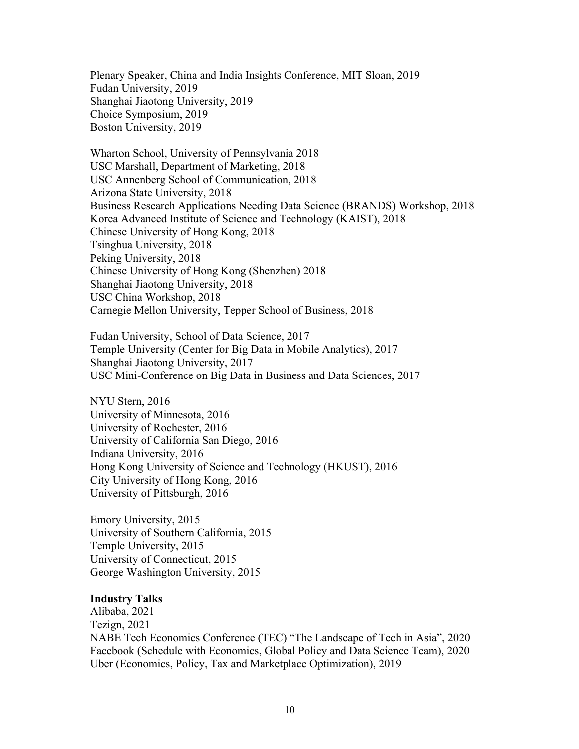Plenary Speaker, China and India Insights Conference, MIT Sloan, 2019
Fudan University, 2019
Shanghai Jiaotong University, 2019
Choice Symposium, 2019
Boston University, 2019

Wharton School, University of Pennsylvania 2018
USC Marshall, Department of Marketing, 2018
USC Annenberg School of Communication, 2018
Arizona State University, 2018
Business Research Applications Needing Data Science (BRANDS) Workshop, 2018
Korea Advanced Institute of Science and Technology (KAIST), 2018
Chinese University of Hong Kong, 2018
Tsinghua University, 2018
Peking University, 2018
Chinese University of Hong Kong (Shenzhen) 2018
Shanghai Jiaotong University, 2018
USC China Workshop, 2018
Carnegie Mellon University, Tepper School of Business, 2018

Fudan University, School of Data Science, 2017
Temple University (Center for Big Data in Mobile Analytics), 2017
Shanghai Jiaotong University, 2017
USC Mini-Conference on Big Data in Business and Data Sciences, 2017

NYU Stern, 2016
University of Minnesota, 2016
University of Rochester, 2016
University of California San Diego, 2016
Indiana University, 2016
Hong Kong University of Science and Technology (HKUST), 2016
City University of Hong Kong, 2016
University of Pittsburgh, 2016

Emory University, 2015
University of Southern California, 2015
Temple University, 2015
University of Connecticut, 2015
George Washington University, 2015

**Industry Talks**

Alibaba, 2021
Tezign, 2021
NABE Tech Economics Conference (TEC) "The Landscape of Tech in Asia", 2020
Facebook (Schedule with Economics, Global Policy and Data Science Team), 2020
Uber (Economics, Policy, Tax and Marketplace Optimization), 2019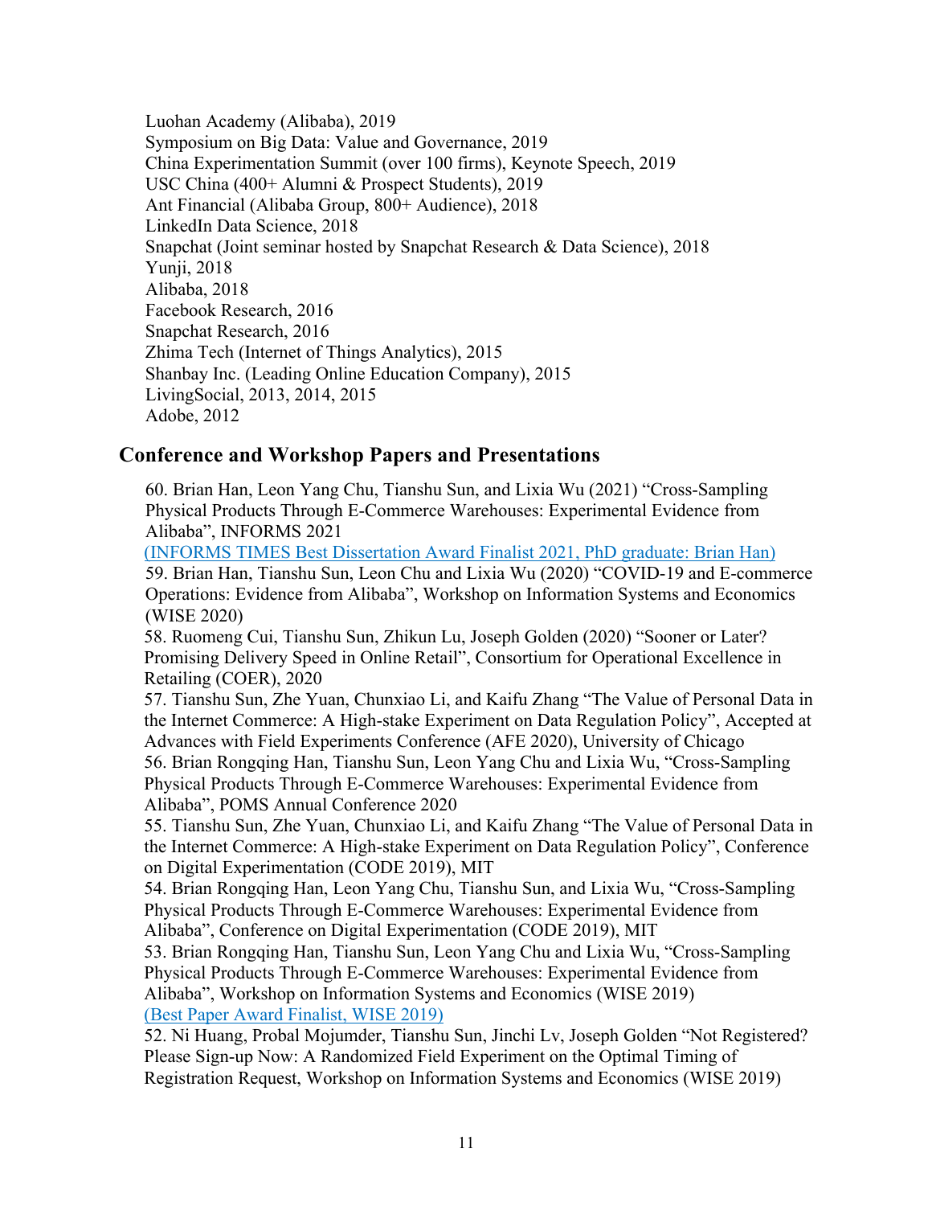Luohan Academy (Alibaba), 2019
Symposium on Big Data: Value and Governance, 2019
China Experimentation Summit (over 100 firms), Keynote Speech, 2019
USC China (400+ Alumni & Prospect Students), 2019
Ant Financial (Alibaba Group, 800+ Audience), 2018
LinkedIn Data Science, 2018
Snapchat (Joint seminar hosted by Snapchat Research & Data Science), 2018
Yunji, 2018
Alibaba, 2018
Facebook Research, 2016
Snapchat Research, 2016
Zhima Tech (Internet of Things Analytics), 2015
Shanbay Inc. (Leading Online Education Company), 2015
LivingSocial, 2013, 2014, 2015
Adobe, 2012

## Conference and Workshop Papers and Presentations

60. Brian Han, Leon Yang Chu, Tianshu Sun, and Lixia Wu (2021) "Cross-Sampling Physical Products Through E-Commerce Warehouses: Experimental Evidence from Alibaba", INFORMS 2021
(INFORMS TIMES Best Dissertation Award Finalist 2021, PhD graduate: Brian Han)

59. Brian Han, Tianshu Sun, Leon Chu and Lixia Wu (2020) "COVID-19 and E-commerce Operations: Evidence from Alibaba", Workshop on Information Systems and Economics (WISE 2020)

58. Ruomeng Cui, Tianshu Sun, Zhikun Lu, Joseph Golden (2020) "Sooner or Later? Promising Delivery Speed in Online Retail", Consortium for Operational Excellence in Retailing (COER), 2020

57. Tianshu Sun, Zhe Yuan, Chunxiao Li, and Kaifu Zhang "The Value of Personal Data in the Internet Commerce: A High-stake Experiment on Data Regulation Policy", Accepted at Advances with Field Experiments Conference (AFE 2020), University of Chicago

56. Brian Rongqing Han, Tianshu Sun, Leon Yang Chu and Lixia Wu, "Cross-Sampling Physical Products Through E-Commerce Warehouses: Experimental Evidence from Alibaba", POMS Annual Conference 2020

55. Tianshu Sun, Zhe Yuan, Chunxiao Li, and Kaifu Zhang "The Value of Personal Data in the Internet Commerce: A High-stake Experiment on Data Regulation Policy", Conference on Digital Experimentation (CODE 2019), MIT

54. Brian Rongqing Han, Leon Yang Chu, Tianshu Sun, and Lixia Wu, "Cross-Sampling Physical Products Through E-Commerce Warehouses: Experimental Evidence from Alibaba", Conference on Digital Experimentation (CODE 2019), MIT

53. Brian Rongqing Han, Tianshu Sun, Leon Yang Chu and Lixia Wu, "Cross-Sampling Physical Products Through E-Commerce Warehouses: Experimental Evidence from Alibaba", Workshop on Information Systems and Economics (WISE 2019)
(Best Paper Award Finalist, WISE 2019)

52. Ni Huang, Probal Mojumder, Tianshu Sun, Jinchi Lv, Joseph Golden "Not Registered? Please Sign-up Now: A Randomized Field Experiment on the Optimal Timing of Registration Request, Workshop on Information Systems and Economics (WISE 2019)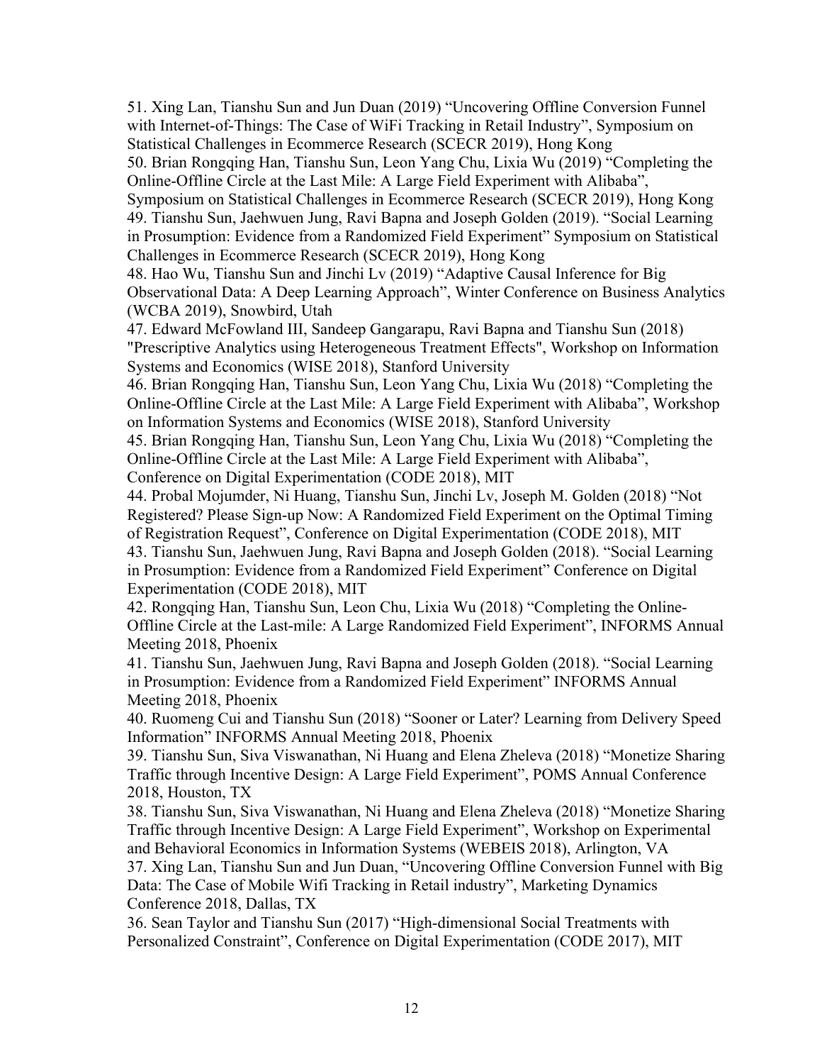51. Xing Lan, Tianshu Sun and Jun Duan (2019) “Uncovering Offline Conversion Funnel with Internet-of-Things: The Case of WiFi Tracking in Retail Industry”, Symposium on Statistical Challenges in Ecommerce Research (SCECR 2019), Hong Kong

50. Brian Rongqing Han, Tianshu Sun, Leon Yang Chu, Lixia Wu (2019) “Completing the Online-Offline Circle at the Last Mile: A Large Field Experiment with Alibaba”, Symposium on Statistical Challenges in Ecommerce Research (SCECR 2019), Hong Kong

49. Tianshu Sun, Jaehwuen Jung, Ravi Bapna and Joseph Golden (2019). “Social Learning in Prosumption: Evidence from a Randomized Field Experiment” Symposium on Statistical Challenges in Ecommerce Research (SCECR 2019), Hong Kong

48. Hao Wu, Tianshu Sun and Jinchi Lv (2019) “Adaptive Causal Inference for Big Observational Data: A Deep Learning Approach”, Winter Conference on Business Analytics (WCBA 2019), Snowbird, Utah

47. Edward McFowland III, Sandeep Gangarapu, Ravi Bapna and Tianshu Sun (2018) "Prescriptive Analytics using Heterogeneous Treatment Effects", Workshop on Information Systems and Economics (WISE 2018), Stanford University

46. Brian Rongqing Han, Tianshu Sun, Leon Yang Chu, Lixia Wu (2018) “Completing the Online-Offline Circle at the Last Mile: A Large Field Experiment with Alibaba”, Workshop on Information Systems and Economics (WISE 2018), Stanford University

45. Brian Rongqing Han, Tianshu Sun, Leon Yang Chu, Lixia Wu (2018) “Completing the Online-Offline Circle at the Last Mile: A Large Field Experiment with Alibaba”, Conference on Digital Experimentation (CODE 2018), MIT

44. Probal Mojumder, Ni Huang, Tianshu Sun, Jinchi Lv, Joseph M. Golden (2018) “Not Registered? Please Sign-up Now: A Randomized Field Experiment on the Optimal Timing of Registration Request”, Conference on Digital Experimentation (CODE 2018), MIT

43. Tianshu Sun, Jaehwuen Jung, Ravi Bapna and Joseph Golden (2018). “Social Learning in Prosumption: Evidence from a Randomized Field Experiment” Conference on Digital Experimentation (CODE 2018), MIT

42. Rongqing Han, Tianshu Sun, Leon Chu, Lixia Wu (2018) “Completing the Online-Offline Circle at the Last-mile: A Large Randomized Field Experiment”, INFORMS Annual Meeting 2018, Phoenix

41. Tianshu Sun, Jaehwuen Jung, Ravi Bapna and Joseph Golden (2018). “Social Learning in Prosumption: Evidence from a Randomized Field Experiment” INFORMS Annual Meeting 2018, Phoenix

40. Ruomeng Cui and Tianshu Sun (2018) “Sooner or Later? Learning from Delivery Speed Information” INFORMS Annual Meeting 2018, Phoenix

39. Tianshu Sun, Siva Viswanathan, Ni Huang and Elena Zheleva (2018) “Monetize Sharing Traffic through Incentive Design: A Large Field Experiment”, POMS Annual Conference 2018, Houston, TX

38. Tianshu Sun, Siva Viswanathan, Ni Huang and Elena Zheleva (2018) “Monetize Sharing Traffic through Incentive Design: A Large Field Experiment”, Workshop on Experimental and Behavioral Economics in Information Systems (WEBEIS 2018), Arlington, VA

37. Xing Lan, Tianshu Sun and Jun Duan, “Uncovering Offline Conversion Funnel with Big Data: The Case of Mobile Wifi Tracking in Retail industry”, Marketing Dynamics Conference 2018, Dallas, TX

36. Sean Taylor and Tianshu Sun (2017) “High-dimensional Social Treatments with Personalized Constraint”, Conference on Digital Experimentation (CODE 2017), MIT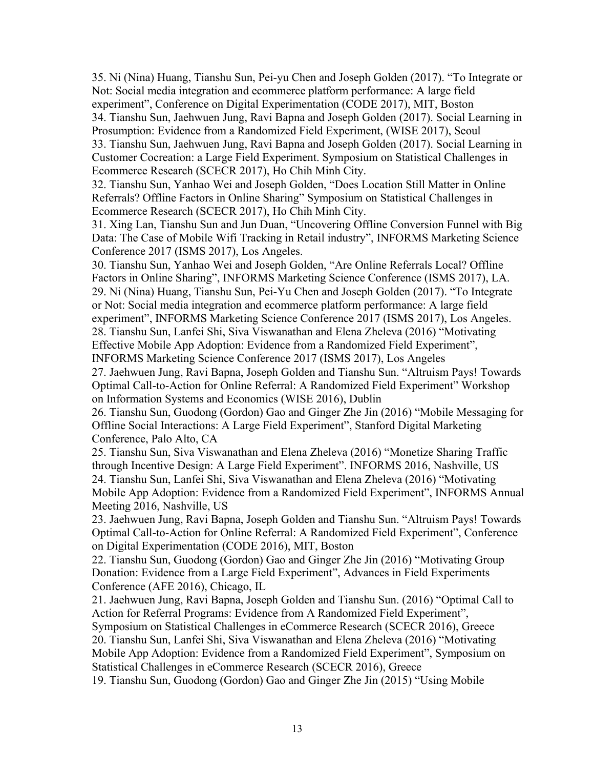35. Ni (Nina) Huang, Tianshu Sun, Pei-yu Chen and Joseph Golden (2017). "To Integrate or Not: Social media integration and ecommerce platform performance: A large field experiment", Conference on Digital Experimentation (CODE 2017), MIT, Boston

34. Tianshu Sun, Jaehwuen Jung, Ravi Bapna and Joseph Golden (2017). Social Learning in Prosumption: Evidence from a Randomized Field Experiment, (WISE 2017), Seoul

33. Tianshu Sun, Jaehwuen Jung, Ravi Bapna and Joseph Golden (2017). Social Learning in Customer Cocreation: a Large Field Experiment. Symposium on Statistical Challenges in Ecommerce Research (SCECR 2017), Ho Chih Minh City.

32. Tianshu Sun, Yanhao Wei and Joseph Golden, "Does Location Still Matter in Online Referrals? Offline Factors in Online Sharing" Symposium on Statistical Challenges in Ecommerce Research (SCECR 2017), Ho Chih Minh City.

31. Xing Lan, Tianshu Sun and Jun Duan, "Uncovering Offline Conversion Funnel with Big Data: The Case of Mobile Wifi Tracking in Retail industry", INFORMS Marketing Science Conference 2017 (ISMS 2017), Los Angeles.

30. Tianshu Sun, Yanhao Wei and Joseph Golden, "Are Online Referrals Local? Offline Factors in Online Sharing", INFORMS Marketing Science Conference (ISMS 2017), LA.

29. Ni (Nina) Huang, Tianshu Sun, Pei-Yu Chen and Joseph Golden (2017). "To Integrate or Not: Social media integration and ecommerce platform performance: A large field experiment", INFORMS Marketing Science Conference 2017 (ISMS 2017), Los Angeles.

28. Tianshu Sun, Lanfei Shi, Siva Viswanathan and Elena Zheleva (2016) "Motivating Effective Mobile App Adoption: Evidence from a Randomized Field Experiment", INFORMS Marketing Science Conference 2017 (ISMS 2017), Los Angeles

27. Jaehwuen Jung, Ravi Bapna, Joseph Golden and Tianshu Sun. "Altruism Pays! Towards Optimal Call-to-Action for Online Referral: A Randomized Field Experiment" Workshop on Information Systems and Economics (WISE 2016), Dublin

26. Tianshu Sun, Guodong (Gordon) Gao and Ginger Zhe Jin (2016) "Mobile Messaging for Offline Social Interactions: A Large Field Experiment", Stanford Digital Marketing Conference, Palo Alto, CA

25. Tianshu Sun, Siva Viswanathan and Elena Zheleva (2016) "Monetize Sharing Traffic through Incentive Design: A Large Field Experiment". INFORMS 2016, Nashville, US

24. Tianshu Sun, Lanfei Shi, Siva Viswanathan and Elena Zheleva (2016) "Motivating Mobile App Adoption: Evidence from a Randomized Field Experiment", INFORMS Annual Meeting 2016, Nashville, US

23. Jaehwuen Jung, Ravi Bapna, Joseph Golden and Tianshu Sun. "Altruism Pays! Towards Optimal Call-to-Action for Online Referral: A Randomized Field Experiment", Conference on Digital Experimentation (CODE 2016), MIT, Boston

22. Tianshu Sun, Guodong (Gordon) Gao and Ginger Zhe Jin (2016) "Motivating Group Donation: Evidence from a Large Field Experiment", Advances in Field Experiments Conference (AFE 2016), Chicago, IL

21. Jaehwuen Jung, Ravi Bapna, Joseph Golden and Tianshu Sun. (2016) "Optimal Call to Action for Referral Programs: Evidence from A Randomized Field Experiment", Symposium on Statistical Challenges in eCommerce Research (SCECR 2016), Greece

20. Tianshu Sun, Lanfei Shi, Siva Viswanathan and Elena Zheleva (2016) "Motivating Mobile App Adoption: Evidence from a Randomized Field Experiment", Symposium on Statistical Challenges in eCommerce Research (SCECR 2016), Greece

19. Tianshu Sun, Guodong (Gordon) Gao and Ginger Zhe Jin (2015) "Using Mobile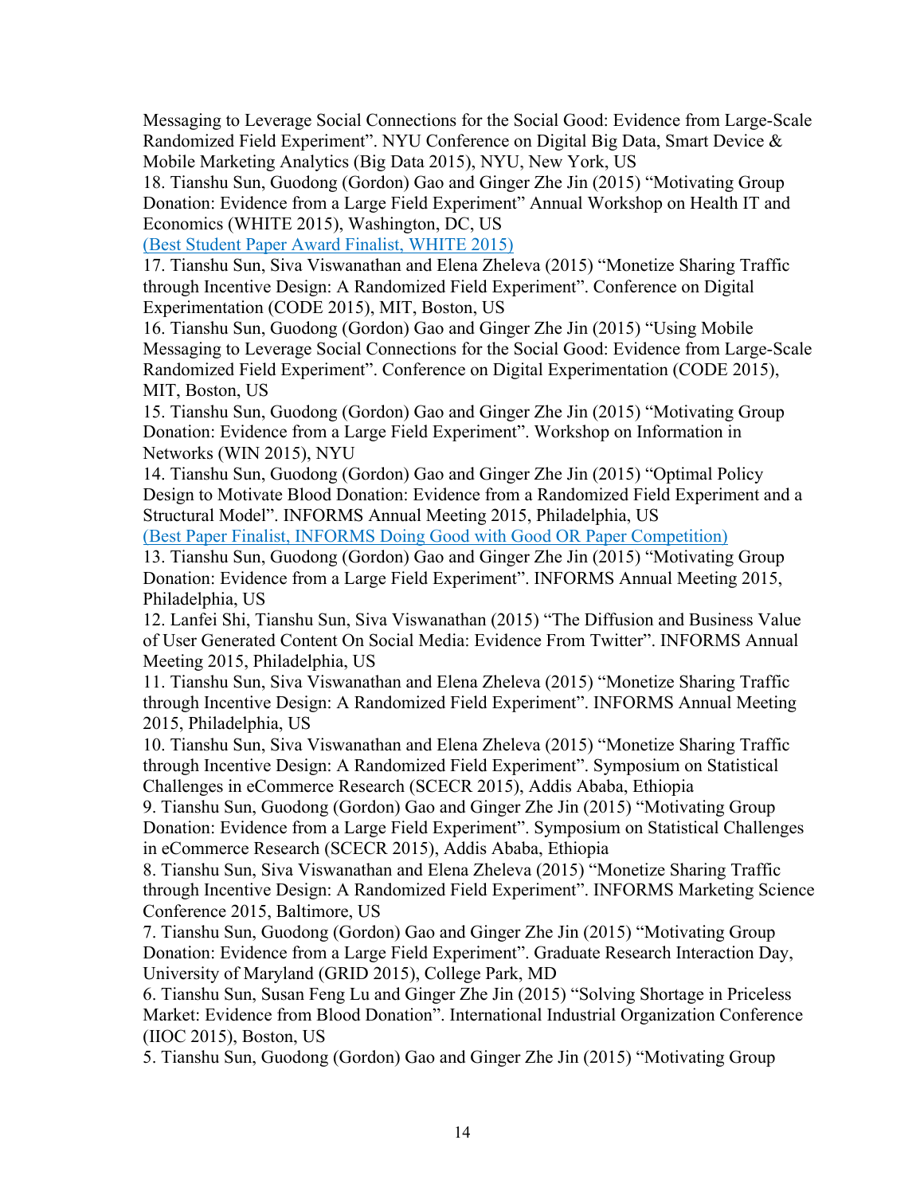Messaging to Leverage Social Connections for the Social Good: Evidence from Large-Scale Randomized Field Experiment". NYU Conference on Digital Big Data, Smart Device & Mobile Marketing Analytics (Big Data 2015), NYU, New York, US

18. Tianshu Sun, Guodong (Gordon) Gao and Ginger Zhe Jin (2015) "Motivating Group Donation: Evidence from a Large Field Experiment" Annual Workshop on Health IT and Economics (WHITE 2015), Washington, DC, US
(Best Student Paper Award Finalist, WHITE 2015)

17. Tianshu Sun, Siva Viswanathan and Elena Zheleva (2015) "Monetize Sharing Traffic through Incentive Design: A Randomized Field Experiment". Conference on Digital Experimentation (CODE 2015), MIT, Boston, US

16. Tianshu Sun, Guodong (Gordon) Gao and Ginger Zhe Jin (2015) "Using Mobile Messaging to Leverage Social Connections for the Social Good: Evidence from Large-Scale Randomized Field Experiment". Conference on Digital Experimentation (CODE 2015), MIT, Boston, US

15. Tianshu Sun, Guodong (Gordon) Gao and Ginger Zhe Jin (2015) "Motivating Group Donation: Evidence from a Large Field Experiment". Workshop on Information in Networks (WIN 2015), NYU

14. Tianshu Sun, Guodong (Gordon) Gao and Ginger Zhe Jin (2015) "Optimal Policy Design to Motivate Blood Donation: Evidence from a Randomized Field Experiment and a Structural Model". INFORMS Annual Meeting 2015, Philadelphia, US
(Best Paper Finalist, INFORMS Doing Good with Good OR Paper Competition)

13. Tianshu Sun, Guodong (Gordon) Gao and Ginger Zhe Jin (2015) "Motivating Group Donation: Evidence from a Large Field Experiment". INFORMS Annual Meeting 2015, Philadelphia, US

12. Lanfei Shi, Tianshu Sun, Siva Viswanathan (2015) "The Diffusion and Business Value of User Generated Content On Social Media: Evidence From Twitter". INFORMS Annual Meeting 2015, Philadelphia, US

11. Tianshu Sun, Siva Viswanathan and Elena Zheleva (2015) "Monetize Sharing Traffic through Incentive Design: A Randomized Field Experiment". INFORMS Annual Meeting 2015, Philadelphia, US

10. Tianshu Sun, Siva Viswanathan and Elena Zheleva (2015) "Monetize Sharing Traffic through Incentive Design: A Randomized Field Experiment". Symposium on Statistical Challenges in eCommerce Research (SCECR 2015), Addis Ababa, Ethiopia

9. Tianshu Sun, Guodong (Gordon) Gao and Ginger Zhe Jin (2015) "Motivating Group Donation: Evidence from a Large Field Experiment". Symposium on Statistical Challenges in eCommerce Research (SCECR 2015), Addis Ababa, Ethiopia

8. Tianshu Sun, Siva Viswanathan and Elena Zheleva (2015) "Monetize Sharing Traffic through Incentive Design: A Randomized Field Experiment". INFORMS Marketing Science Conference 2015, Baltimore, US

7. Tianshu Sun, Guodong (Gordon) Gao and Ginger Zhe Jin (2015) "Motivating Group Donation: Evidence from a Large Field Experiment". Graduate Research Interaction Day, University of Maryland (GRID 2015), College Park, MD

6. Tianshu Sun, Susan Feng Lu and Ginger Zhe Jin (2015) "Solving Shortage in Priceless Market: Evidence from Blood Donation". International Industrial Organization Conference (IIOC 2015), Boston, US

5. Tianshu Sun, Guodong (Gordon) Gao and Ginger Zhe Jin (2015) "Motivating Group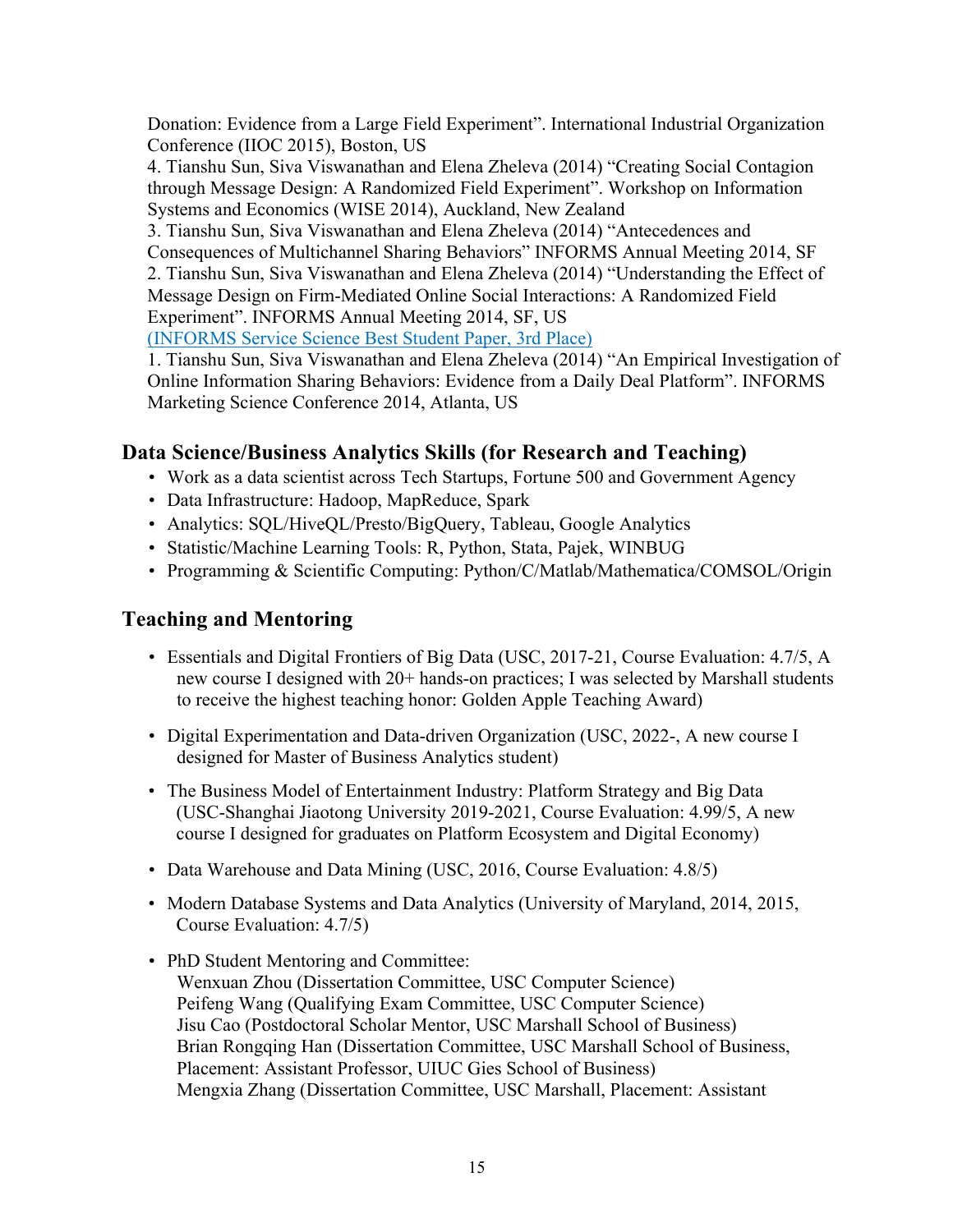Donation: Evidence from a Large Field Experiment". International Industrial Organization Conference (IIOC 2015), Boston, US

4. Tianshu Sun, Siva Viswanathan and Elena Zheleva (2014) "Creating Social Contagion through Message Design: A Randomized Field Experiment". Workshop on Information Systems and Economics (WISE 2014), Auckland, New Zealand

3. Tianshu Sun, Siva Viswanathan and Elena Zheleva (2014) "Antecedences and Consequences of Multichannel Sharing Behaviors" INFORMS Annual Meeting 2014, SF

2. Tianshu Sun, Siva Viswanathan and Elena Zheleva (2014) "Understanding the Effect of Message Design on Firm-Mediated Online Social Interactions: A Randomized Field Experiment". INFORMS Annual Meeting 2014, SF, US
(INFORMS Service Science Best Student Paper, 3rd Place)

1. Tianshu Sun, Siva Viswanathan and Elena Zheleva (2014) "An Empirical Investigation of Online Information Sharing Behaviors: Evidence from a Daily Deal Platform". INFORMS Marketing Science Conference 2014, Atlanta, US

## Data Science/Business Analytics Skills (for Research and Teaching)

- Work as a data scientist across Tech Startups, Fortune 500 and Government Agency
- Data Infrastructure: Hadoop, MapReduce, Spark
- Analytics: SQL/HiveQL/Presto/BigQuery, Tableau, Google Analytics
- Statistic/Machine Learning Tools: R, Python, Stata, Pajek, WINBUG
- Programming & Scientific Computing: Python/C/Matlab/Mathematica/COMSOL/Origin

## Teaching and Mentoring

- Essentials and Digital Frontiers of Big Data (USC, 2017-21, Course Evaluation: 4.7/5, A new course I designed with 20+ hands-on practices; I was selected by Marshall students to receive the highest teaching honor: Golden Apple Teaching Award)

- Digital Experimentation and Data-driven Organization (USC, 2022-, A new course I designed for Master of Business Analytics student)

- The Business Model of Entertainment Industry: Platform Strategy and Big Data (USC-Shanghai Jiaotong University 2019-2021, Course Evaluation: 4.99/5, A new course I designed for graduates on Platform Ecosystem and Digital Economy)

- Data Warehouse and Data Mining (USC, 2016, Course Evaluation: 4.8/5)

- Modern Database Systems and Data Analytics (University of Maryland, 2014, 2015, Course Evaluation: 4.7/5)

- PhD Student Mentoring and Committee:
  Wenxuan Zhou (Dissertation Committee, USC Computer Science)
  Peifeng Wang (Qualifying Exam Committee, USC Computer Science)
  Jisu Cao (Postdoctoral Scholar Mentor, USC Marshall School of Business)
  Brian Rongqing Han (Dissertation Committee, USC Marshall School of Business, Placement: Assistant Professor, UIUC Gies School of Business)
  Mengxia Zhang (Dissertation Committee, USC Marshall, Placement: Assistant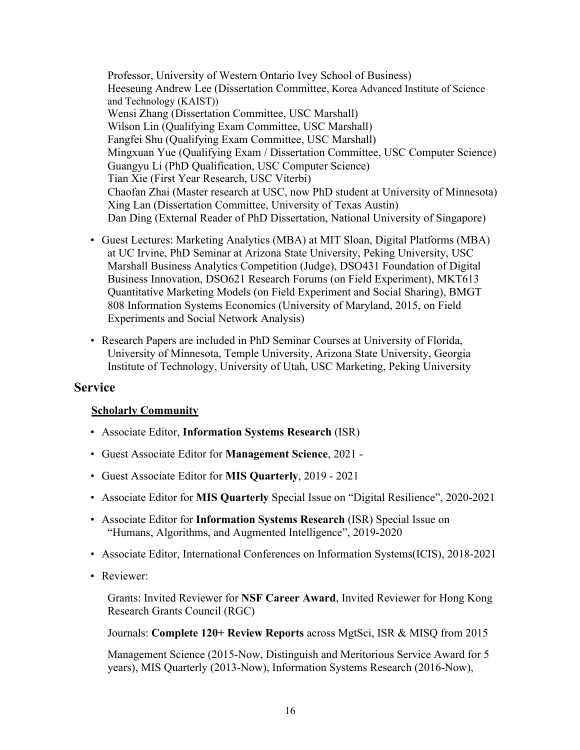Professor, University of Western Ontario Ivey School of Business)
Heeseung Andrew Lee (Dissertation Committee, Korea Advanced Institute of Science and Technology (KAIST))
Wensi Zhang (Dissertation Committee, USC Marshall)
Wilson Lin (Qualifying Exam Committee, USC Marshall)
Fangfei Shu (Qualifying Exam Committee, USC Marshall)
Mingxuan Yue (Qualifying Exam / Dissertation Committee, USC Computer Science)
Guangyu Li (PhD Qualification, USC Computer Science)
Tian Xie (First Year Research, USC Viterbi)
Chaofan Zhai (Master research at USC, now PhD student at University of Minnesota)
Xing Lan (Dissertation Committee, University of Texas Austin)
Dan Ding (External Reader of PhD Dissertation, National University of Singapore)

- Guest Lectures: Marketing Analytics (MBA) at MIT Sloan, Digital Platforms (MBA) at UC Irvine, PhD Seminar at Arizona State University, Peking University, USC Marshall Business Analytics Competition (Judge), DSO431 Foundation of Digital Business Innovation, DSO621 Research Forums (on Field Experiment), MKT613 Quantitative Marketing Models (on Field Experiment and Social Sharing), BMGT 808 Information Systems Economics (University of Maryland, 2015, on Field Experiments and Social Network Analysis)
- Research Papers are included in PhD Seminar Courses at University of Florida, University of Minnesota, Temple University, Arizona State University, Georgia Institute of Technology, University of Utah, USC Marketing, Peking University

## Service

### Scholarly Community

- Associate Editor, **Information Systems Research** (ISR)
- Guest Associate Editor for **Management Science**, 2021 -
- Guest Associate Editor for **MIS Quarterly**, 2019 - 2021
- Associate Editor for **MIS Quarterly** Special Issue on "Digital Resilience", 2020-2021
- Associate Editor for **Information Systems Research** (ISR) Special Issue on "Humans, Algorithms, and Augmented Intelligence", 2019-2020
- Associate Editor, International Conferences on Information Systems(ICIS), 2018-2021
- Reviewer:

  Grants: Invited Reviewer for **NSF Career Award**, Invited Reviewer for Hong Kong Research Grants Council (RGC)

  Journals: **Complete 120+ Review Reports** across MgtSci, ISR & MISQ from 2015

  Management Science (2015-Now, Distinguish and Meritorious Service Award for 5 years), MIS Quarterly (2013-Now), Information Systems Research (2016-Now),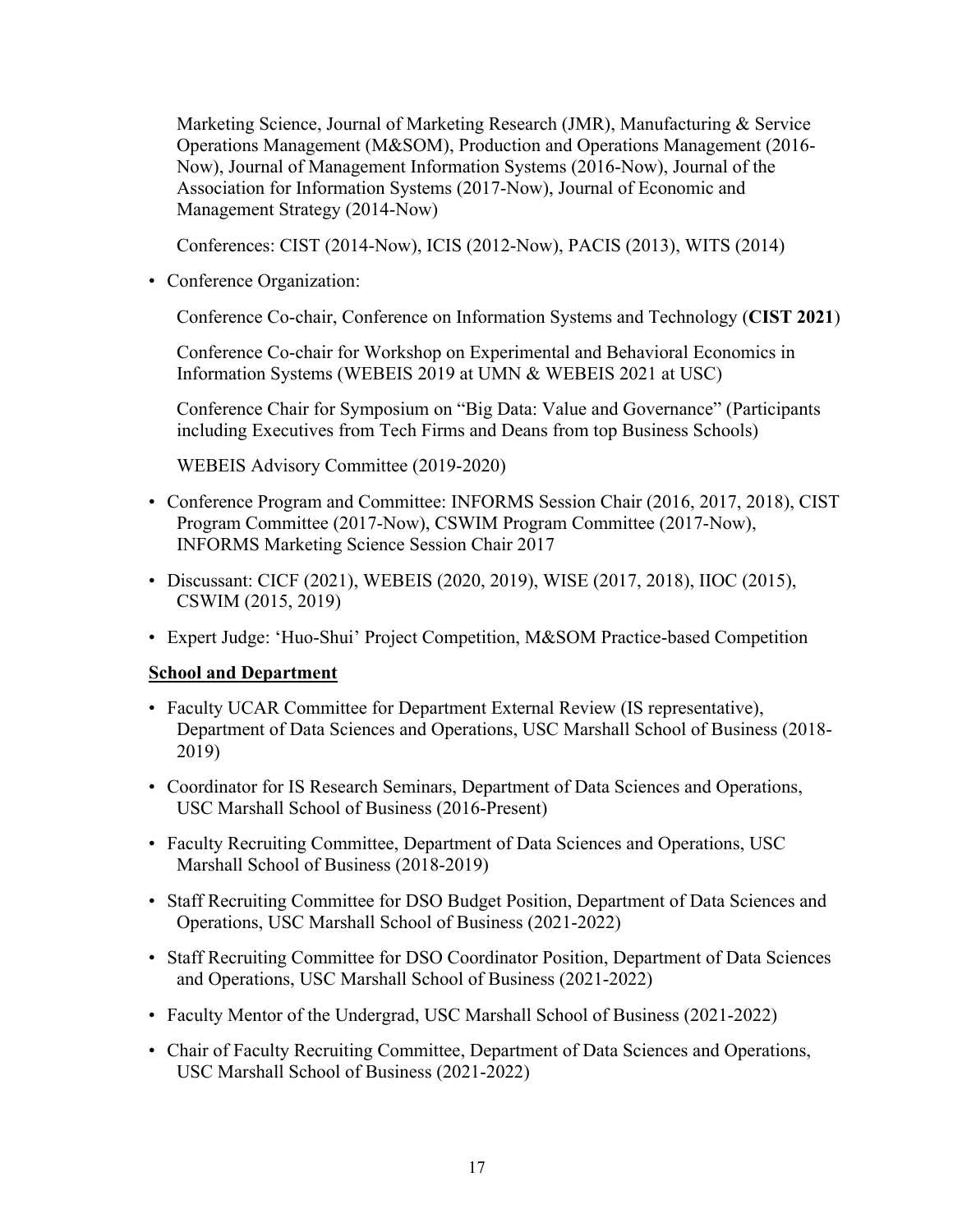Marketing Science, Journal of Marketing Research (JMR), Manufacturing & Service Operations Management (M&SOM), Production and Operations Management (2016-Now), Journal of Management Information Systems (2016-Now), Journal of the Association for Information Systems (2017-Now), Journal of Economic and Management Strategy (2014-Now)

Conferences: CIST (2014-Now), ICIS (2012-Now), PACIS (2013), WITS (2014)

- Conference Organization:

  Conference Co-chair, Conference on Information Systems and Technology (**CIST 2021**)

  Conference Co-chair for Workshop on Experimental and Behavioral Economics in Information Systems (WEBEIS 2019 at UMN & WEBEIS 2021 at USC)

  Conference Chair for Symposium on "Big Data: Value and Governance" (Participants including Executives from Tech Firms and Deans from top Business Schools)

  WEBEIS Advisory Committee (2019-2020)

- Conference Program and Committee: INFORMS Session Chair (2016, 2017, 2018), CIST Program Committee (2017-Now), CSWIM Program Committee (2017-Now), INFORMS Marketing Science Session Chair 2017
- Discussant: CICF (2021), WEBEIS (2020, 2019), WISE (2017, 2018), IIOC (2015), CSWIM (2015, 2019)
- Expert Judge: 'Huo-Shui' Project Competition, M&SOM Practice-based Competition

**School and Department**

- Faculty UCAR Committee for Department External Review (IS representative), Department of Data Sciences and Operations, USC Marshall School of Business (2018-2019)
- Coordinator for IS Research Seminars, Department of Data Sciences and Operations, USC Marshall School of Business (2016-Present)
- Faculty Recruiting Committee, Department of Data Sciences and Operations, USC Marshall School of Business (2018-2019)
- Staff Recruiting Committee for DSO Budget Position, Department of Data Sciences and Operations, USC Marshall School of Business (2021-2022)
- Staff Recruiting Committee for DSO Coordinator Position, Department of Data Sciences and Operations, USC Marshall School of Business (2021-2022)
- Faculty Mentor of the Undergrad, USC Marshall School of Business (2021-2022)
- Chair of Faculty Recruiting Committee, Department of Data Sciences and Operations, USC Marshall School of Business (2021-2022)